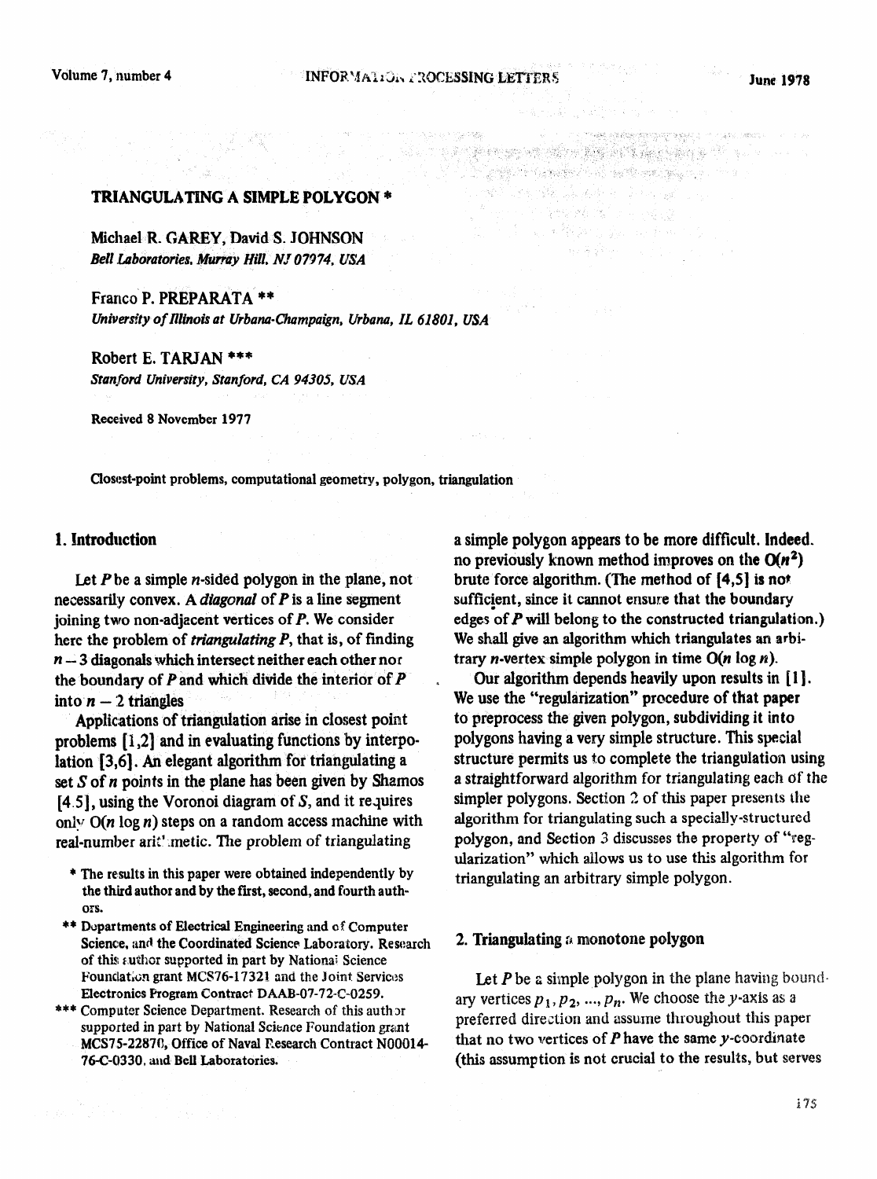# TRIANGULATING A SIMPLE POLYGON *

Michael R. GAREY, David S. JOHNSON
*Bell Laboratories, Murray Hill, NJ 07974, USA*

Franco P. PREPARATA **
*University of Illinois at Urbana-Champaign, Urbana, IL 61801, USA*

Robert E. TARJAN ***
*Stanford University, Stanford, CA 94305, USA*

Received 8 November 1977

Closest-point problems, computational geometry, polygon, triangulation

## 1. Introduction

Let $P$ be a simple $n$-sided polygon in the plane, not necessarily convex. A *diagonal* of $P$ is a line segment joining two non-adjacent vertices of $P$. We consider here the problem of *triangulating* $P$, that is, of finding $n - 3$ diagonals which intersect neither each other nor the boundary of $P$ and which divide the interior of $P$ into $n - 2$ triangles

Applications of triangulation arise in closest point problems [1,2] and in evaluating functions by interpolation [3,6]. An elegant algorithm for triangulating a set $S$ of $n$ points in the plane has been given by Shamos [4,5], using the Voronoi diagram of $S$, and it requires only $O(n \log n)$ steps on a random access machine with real-number arithmetic. The problem of triangulating a simple polygon appears to be more difficult. Indeed, no previously known method improves on the $O(n^2)$ brute force algorithm. (The method of [4,5] is not sufficient, since it cannot ensure that the boundary edges of $P$ will belong to the constructed triangulation.) We shall give an algorithm which triangulates an arbitrary $n$-vertex simple polygon in time $O(n \log n)$.

Our algorithm depends heavily upon results in [1]. We use the "regularization" procedure of that paper to preprocess the given polygon, subdividing it into polygons having a very simple structure. This special structure permits us to complete the triangulation using a straightforward algorithm for triangulating each of the simpler polygons. Section 2 of this paper presents the algorithm for triangulating such a specially-structured polygon, and Section 3 discusses the property of "regularization" which allows us to use this algorithm for triangulating an arbitrary simple polygon.

## 2. Triangulating a monotone polygon

Let $P$ be a simple polygon in the plane having boundary vertices $p_1, p_2, ..., p_n$. We choose the $y$-axis as a preferred direction and assume throughout this paper that no two vertices of $P$ have the same $y$-coordinate (this assumption is not crucial to the results, but serves

* The results in this paper were obtained independently by the third author and by the first, second, and fourth authors.

** Departments of Electrical Engineering and of Computer Science, and the Coordinated Science Laboratory. Research of this author supported in part by National Science Foundation grant MCS76-17321 and the Joint Services Electronics Program Contract DAAB-07-72-C-0259.

*** Computer Science Department. Research of this author supported in part by National Science Foundation grant MCS75-22870, Office of Naval Research Contract N00014-76-C-0330, and Bell Laboratories.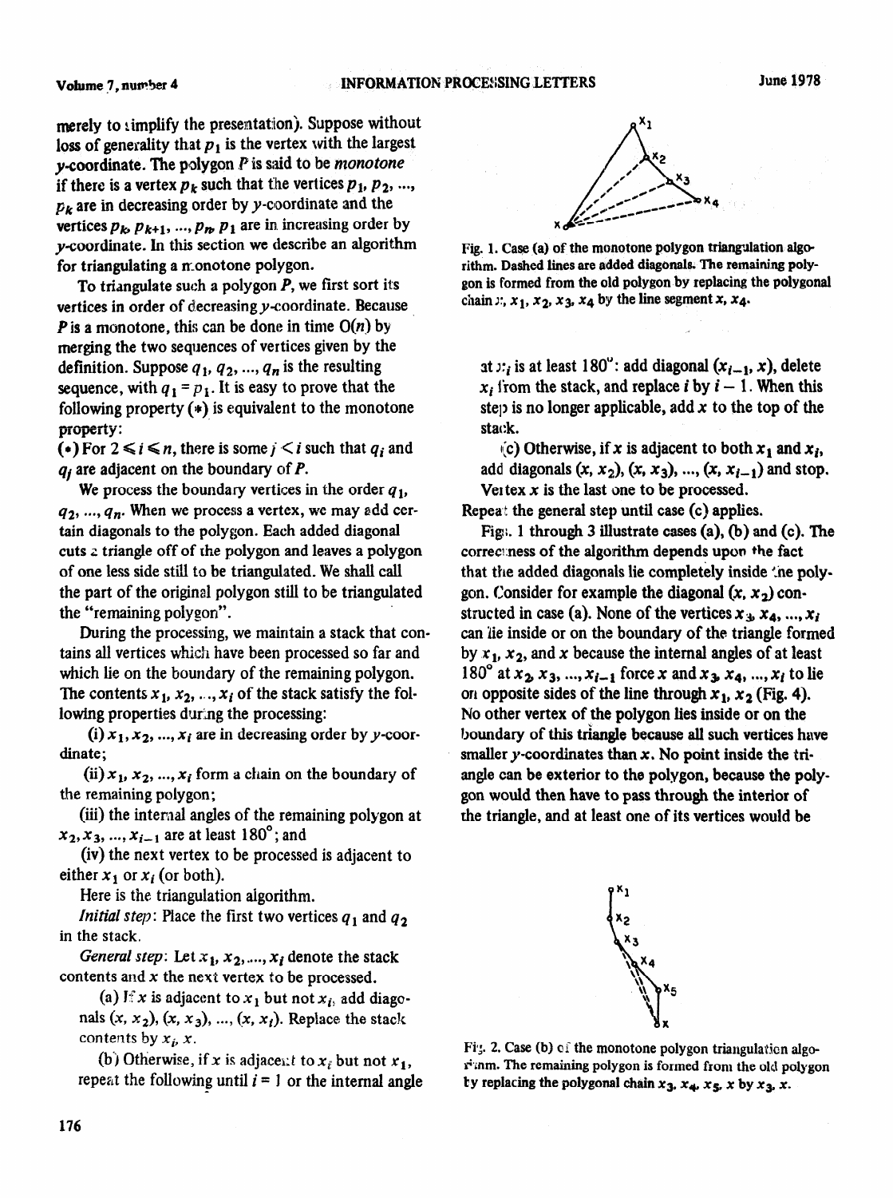merely to simplify the presentation). Suppose without loss of generality that $p_1$ is the vertex with the largest $y$-coordinate. The polygon $P$ is said to be *monotone* if there is a vertex $p_k$ such that the vertices $p_1, p_2, ..., p_k$ are in decreasing order by $y$-coordinate and the vertices $p_k, p_{k+1}, ..., p_n, p_1$ are in increasing order by $y$-coordinate. In this section we describe an algorithm for triangulating a monotone polygon.

To triangulate such a polygon $P$, we first sort its vertices in order of decreasing $y$-coordinate. Because $P$ is a monotone, this can be done in time $O(n)$ by merging the two sequences of vertices given by the definition. Suppose $q_1, q_2, ..., q_n$ is the resulting sequence, with $q_1 = p_1$. It is easy to prove that the following property (*) is equivalent to the monotone property:

(*) For $2 \leq i \leq n$, there is some $j < i$ such that $q_i$ and $q_j$ are adjacent on the boundary of $P$.

We process the boundary vertices in the order $q_1, q_2, ..., q_n$. When we process a vertex, we may add certain diagonals to the polygon. Each added diagonal cuts a triangle off of the polygon and leaves a polygon of one less side still to be triangulated. We shall call the part of the original polygon still to be triangulated the "remaining polygon".

During the processing, we maintain a stack that contains all vertices which have been processed so far and which lie on the boundary of the remaining polygon. The contents $x_1, x_2, ..., x_i$ of the stack satisfy the following properties during the processing:

(i) $x_1, x_2, ..., x_i$ are in decreasing order by $y$-coordinate;

(ii) $x_1, x_2, ..., x_i$ form a chain on the boundary of the remaining polygon;

(iii) the internal angles of the remaining polygon at $x_2, x_3, ..., x_{i-1}$ are at least $180°$; and

(iv) the next vertex to be processed is adjacent to either $x_1$ or $x_i$ (or both).

Here is the triangulation algorithm.

*Initial step*: Place the first two vertices $q_1$ and $q_2$ in the stack.

*General step*: Let $x_1, x_2, ..., x_i$ denote the stack contents and $x$ the next vertex to be processed.

(a) If $x$ is adjacent to $x_1$ but not $x_i$, add diagonals $(x, x_2), (x, x_3), ..., (x, x_i)$. Replace the stack contents by $x_i, x$.

(b) Otherwise, if $x$ is adjacent to $x_i$ but not $x_1$, repeat the following until $i = 1$ or the internal angle at $x_i$ is at least $180°$: add diagonal $(x_{i-1}, x)$, delete $x_i$ from the stack, and replace $i$ by $i - 1$. When this step is no longer applicable, add $x$ to the top of the stack.

(c) Otherwise, if $x$ is adjacent to both $x_1$ and $x_i$, add diagonals $(x, x_2), (x, x_3), ..., (x, x_{i-1})$ and stop. Vertex $x$ is the last one to be processed.

Repeat the general step until case (c) applies.

Figs. 1 through 3 illustrate cases (a), (b) and (c). The correctness of the algorithm depends upon the fact that the added diagonals lie completely inside the polygon. Consider for example the diagonal $(x, x_2)$ constructed in case (a). None of the vertices $x_3, x_4, ..., x_i$ can lie inside or on the boundary of the triangle formed by $x_1, x_2$, and $x$ because the internal angles of at least $180°$ at $x_2, x_3, ..., x_{i-1}$ force $x$ and $x_3, x_4, ..., x_i$ to lie on opposite sides of the line through $x_1, x_2$ (Fig. 4). No other vertex of the polygon lies inside or on the boundary of this triangle because all such vertices have smaller $y$-coordinates than $x$. No point inside the triangle can be exterior to the polygon, because the polygon would then have to pass through the interior of the triangle, and at least one of its vertices would be

Fig. 1. Case (a) of the monotone polygon triangulation algorithm. Dashed lines are added diagonals. The remaining polygon is formed from the old polygon by replacing the polygonal chain $x, x_1, x_2, x_3, x_4$ by the line segment $x, x_4$.

Fig. 2. Case (b) of the monotone polygon triangulation algorithm. The remaining polygon is formed from the old polygon by replacing the polygonal chain $x_3, x_4, x_5, x$ by $x_3, x$.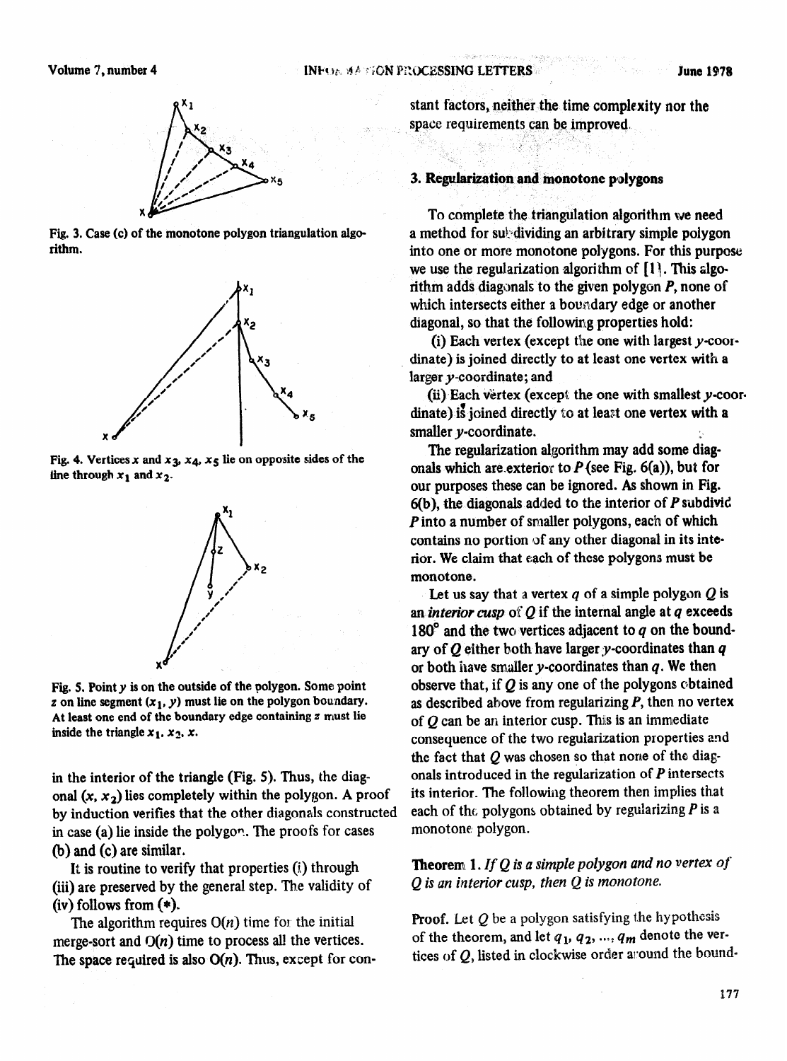Fig. 3. Case (c) of the monotone polygon triangulation algorithm.

Fig. 4. Vertices $x$ and $x_3$, $x_4$, $x_5$ lie on opposite sides of the line through $x_1$ and $x_2$.

Fig. 5. Point $y$ is on the outside of the polygon. Some point $z$ on line segment $(x_1, y)$ must lie on the polygon boundary. At least one end of the boundary edge containing $z$ must lie inside the triangle $x_1$, $x_2$, $x$.

in the interior of the triangle (Fig. 5). Thus, the diagonal $(x, x_2)$ lies completely within the polygon. A proof by induction verifies that the other diagonals constructed in case (a) lie inside the polygon. The proofs for cases (b) and (c) are similar.

It is routine to verify that properties (i) through (iii) are preserved by the general step. The validity of (iv) follows from (*).

The algorithm requires O($n$) time for the initial merge-sort and O($n$) time to process all the vertices. The space required is also O($n$). Thus, except for constant factors, neither the time complexity nor the space requirements can be improved.

## 3. Regularization and monotone polygons

To complete the triangulation algorithm we need a method for subdividing an arbitrary simple polygon into one or more monotone polygons. For this purpose we use the regularization algorithm of [1]. This algorithm adds diagonals to the given polygon $P$, none of which intersects either a boundary edge or another diagonal, so that the following properties hold:

(i) Each vertex (except the one with largest $y$-coordinate) is joined directly to at least one vertex with a larger $y$-coordinate; and

(ii) Each vertex (except the one with smallest $y$-coordinate) is joined directly to at least one vertex with a smaller $y$-coordinate.

The regularization algorithm may add some diagonals which are exterior to $P$ (see Fig. 6(a)), but for our purposes these can be ignored. As shown in Fig. 6(b), the diagonals added to the interior of $P$ subdivide $P$ into a number of smaller polygons, each of which contains no portion of any other diagonal in its interior. We claim that each of these polygons must be monotone.

Let us say that a vertex $q$ of a simple polygon $Q$ is an *interior cusp* of $Q$ if the internal angle at $q$ exceeds 180° and the two vertices adjacent to $q$ on the boundary of $Q$ either both have larger $y$-coordinates than $q$ or both have smaller $y$-coordinates than $q$. We then observe that, if $Q$ is any one of the polygons obtained as described above from regularizing $P$, then no vertex of $Q$ can be an interior cusp. This is an immediate consequence of the two regularization properties and the fact that $Q$ was chosen so that none of the diagonals introduced in the regularization of $P$ intersects its interior. The following theorem then implies that each of the polygons obtained by regularizing $P$ is a monotone polygon.

**Theorem 1.** *If $Q$ is a simple polygon and no vertex of $Q$ is an interior cusp, then $Q$ is monotone.*

**Proof.** Let $Q$ be a polygon satisfying the hypothesis of the theorem, and let $q_1, q_2, ..., q_m$ denote the vertices of $Q$, listed in clockwise order around the bound-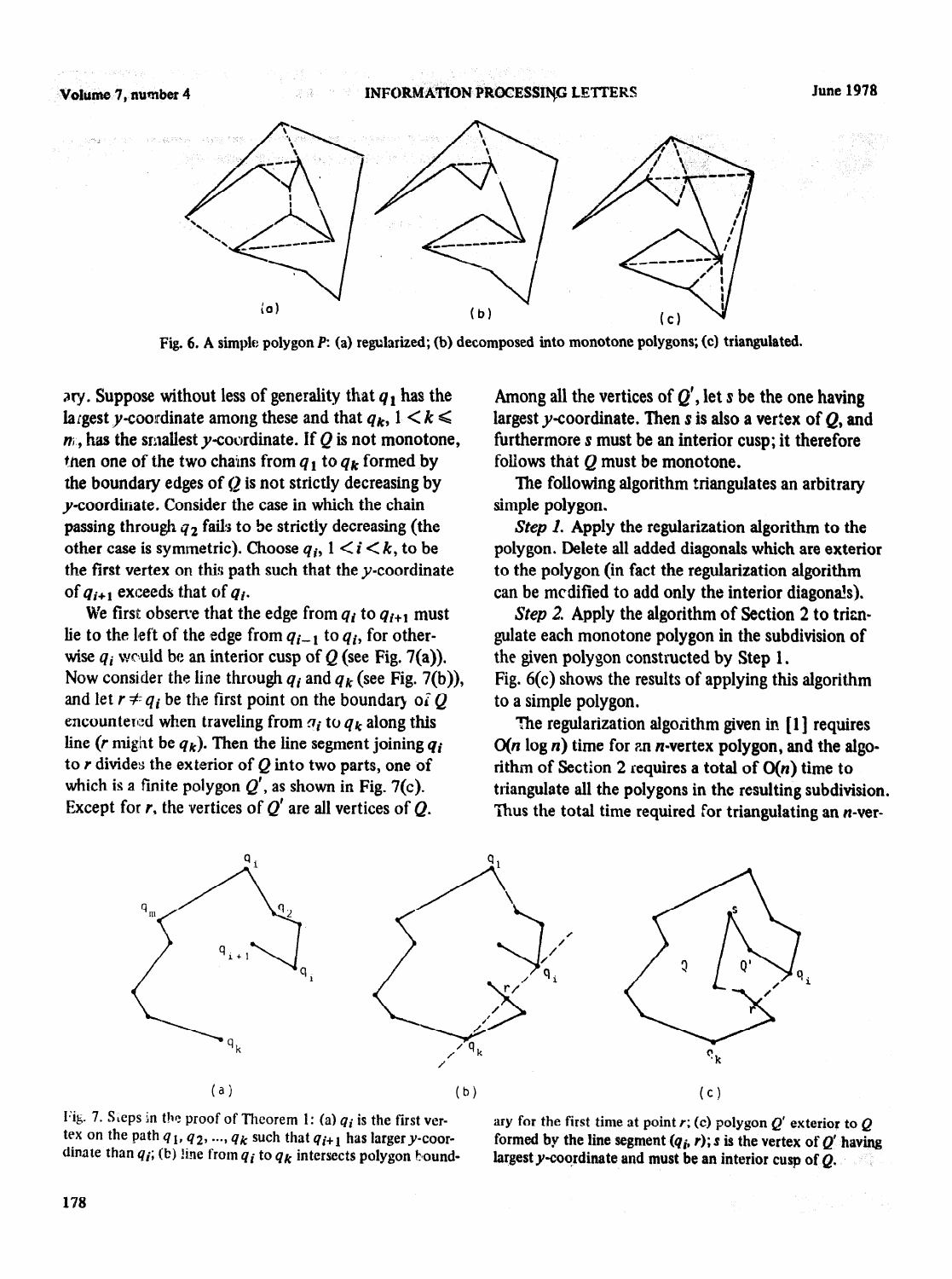Fig. 6. A simple polygon $P$: (a) regularized; (b) decomposed into monotone polygons; (c) triangulated.

ary. Suppose without less of generality that $q_1$ has the largest $y$-coordinate among these and that $q_k$, $1 < k \leqslant m$, has the smallest $y$-coordinate. If $Q$ is not monotone, then one of the two chains from $q_1$ to $q_k$ formed by the boundary edges of $Q$ is not strictly decreasing by $y$-coordinate. Consider the case in which the chain passing through $q_2$ fails to be strictly decreasing (the other case is symmetric). Choose $q_i$, $1 < i < k$, to be the first vertex on this path such that the $y$-coordinate of $q_{i+1}$ exceeds that of $q_i$.

We first observe that the edge from $q_i$ to $q_{i+1}$ must lie to the left of the edge from $q_{i-1}$ to $q_i$, for otherwise $q_i$ would be an interior cusp of $Q$ (see Fig. 7(a)). Now consider the line through $q_i$ and $q_k$ (see Fig. 7(b)), and let $r \neq q_i$ be the first point on the boundary of $Q$ encountered when traveling from $q_i$ to $q_k$ along this line ($r$ might be $q_k$). Then the line segment joining $q_i$ to $r$ divides the exterior of $Q$ into two parts, one of which is a finite polygon $Q'$, as shown in Fig. 7(c). Except for $r$, the vertices of $Q'$ are all vertices of $Q$.

Among all the vertices of $Q'$, let $s$ be the one having largest $y$-coordinate. Then $s$ is also a vertex of $Q$, and furthermore $s$ must be an interior cusp; it therefore follows that $Q$ must be monotone.

The following algorithm triangulates an arbitrary simple polygon.

*Step 1.* Apply the regularization algorithm to the polygon. Delete all added diagonals which are exterior to the polygon (in fact the regularization algorithm can be modified to add only the interior diagonals).

*Step 2.* Apply the algorithm of Section 2 to triangulate each monotone polygon in the subdivision of the given polygon constructed by Step 1.

Fig. 6(c) shows the results of applying this algorithm to a simple polygon.

The regularization algorithm given in [1] requires $O(n \log n)$ time for an $n$-vertex polygon, and the algorithm of Section 2 requires a total of $O(n)$ time to triangulate all the polygons in the resulting subdivision. Thus the total time required for triangulating an $n$-ver-

Fig. 7. Steps in the proof of Theorem 1: (a) $q_i$ is the first vertex on the path $q_1, q_2, ..., q_k$ such that $q_{i+1}$ has larger $y$-coordinate than $q_i$; (b) line from $q_i$ to $q_k$ intersects polygon boundary for the first time at point $r$; (c) polygon $Q'$ exterior to $Q$ formed by the line segment $(q_i, r)$; $s$ is the vertex of $Q'$ having largest $y$-coordinate and must be an interior cusp of $Q$.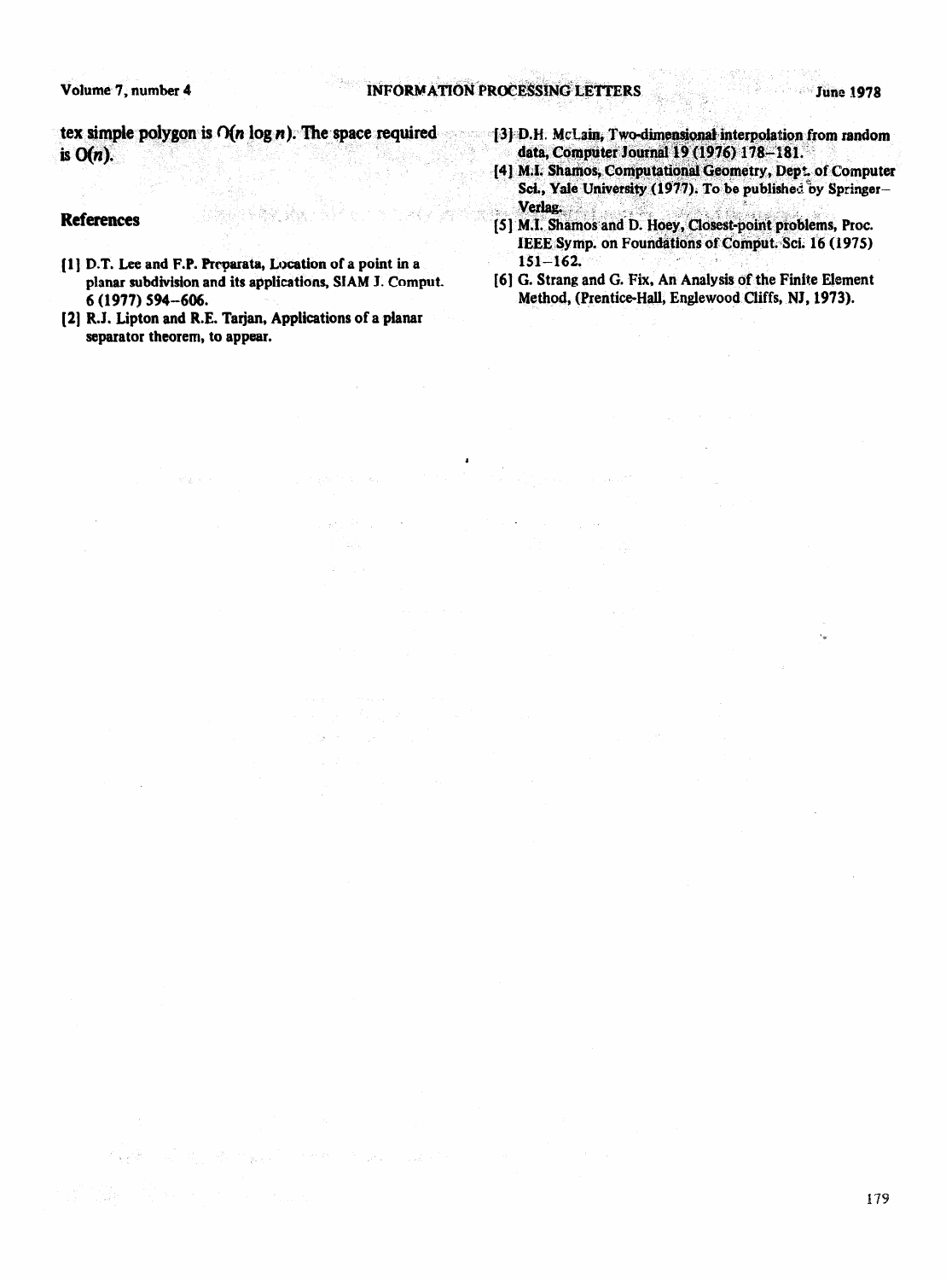tex simple polygon is $O(n \log n)$. The space required is $O(n)$.

## References

[1] D.T. Lee and F.P. Preparata, Location of a point in a planar subdivision and its applications, SIAM J. Comput. 6 (1977) 594–606.

[2] R.J. Lipton and R.E. Tarjan, Applications of a planar separator theorem, to appear.

[3] D.H. McLain, Two-dimensional interpolation from random data, Computer Journal 19 (1976) 178–181.

[4] M.I. Shamos, Computational Geometry, Dept. of Computer Sci., Yale University (1977). To be published by Springer-Verlag.

[5] M.I. Shamos and D. Hoey, Closest-point problems, Proc. IEEE Symp. on Foundations of Comput. Sci. 16 (1975) 151–162.

[6] G. Strang and G. Fix, An Analysis of the Finite Element Method, (Prentice-Hall, Englewood Cliffs, NJ, 1973).